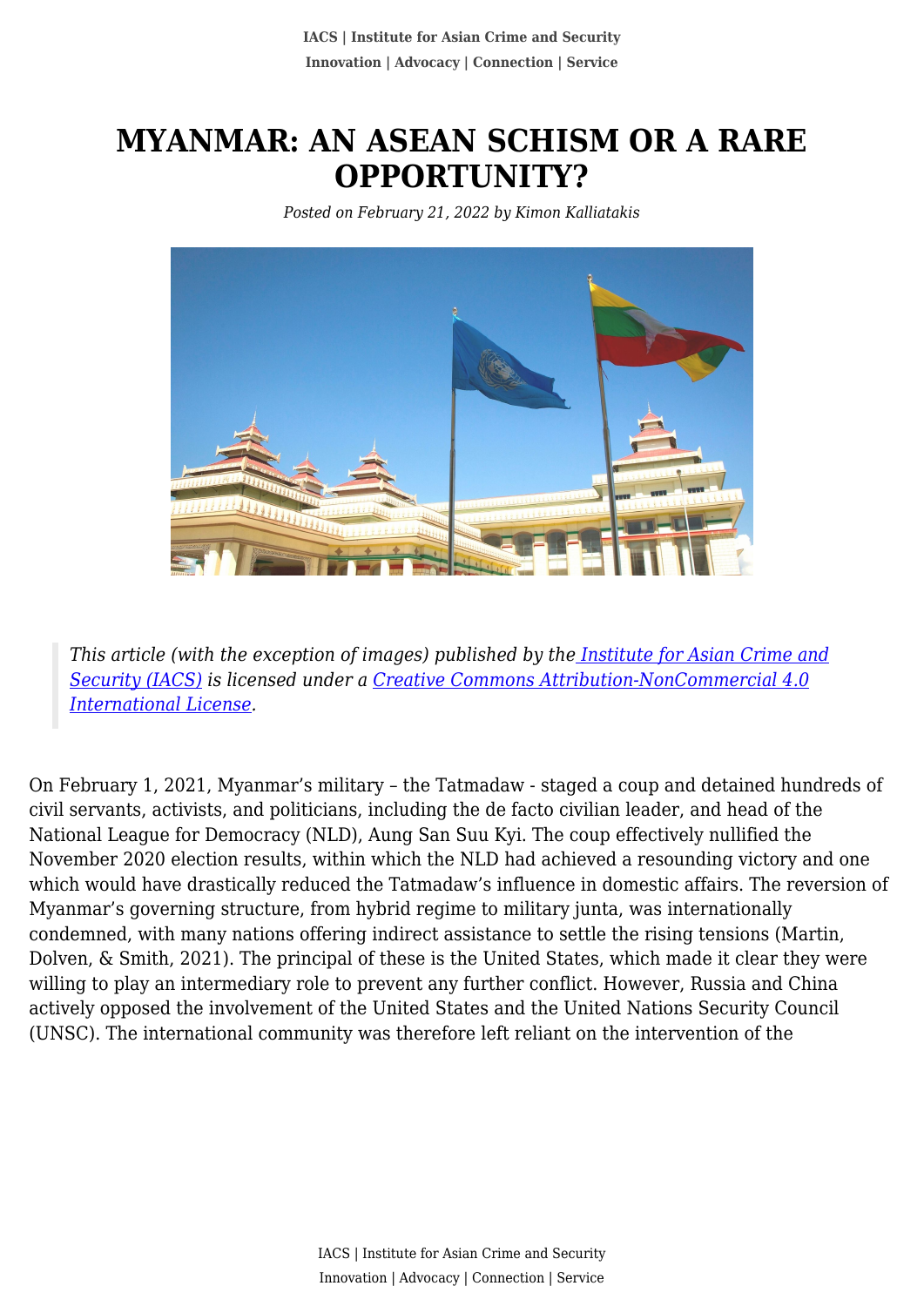# MYANMAR: AN ASEAN SCHISM OR A RARE OPPORTUNITY?

*Posted on February 21, 2022 by Kimon Kalliatakis*

> *This article (with the exception of images) published by the [Institute for Asian Crime and Security (IACS)](#) is licensed under a [Creative Commons Attribution-NonCommercial 4.0 International License](#).*

On February 1, 2021, Myanmar's military – the Tatmadaw - staged a coup and detained hundreds of civil servants, activists, and politicians, including the de facto civilian leader, and head of the National League for Democracy (NLD), Aung San Suu Kyi. The coup effectively nullified the November 2020 election results, within which the NLD had achieved a resounding victory and one which would have drastically reduced the Tatmadaw's influence in domestic affairs. The reversion of Myanmar's governing structure, from hybrid regime to military junta, was internationally condemned, with many nations offering indirect assistance to settle the rising tensions (Martin, Dolven, & Smith, 2021). The principal of these is the United States, which made it clear they were willing to play an intermediary role to prevent any further conflict. However, Russia and China actively opposed the involvement of the United States and the United Nations Security Council (UNSC). The international community was therefore left reliant on the intervention of the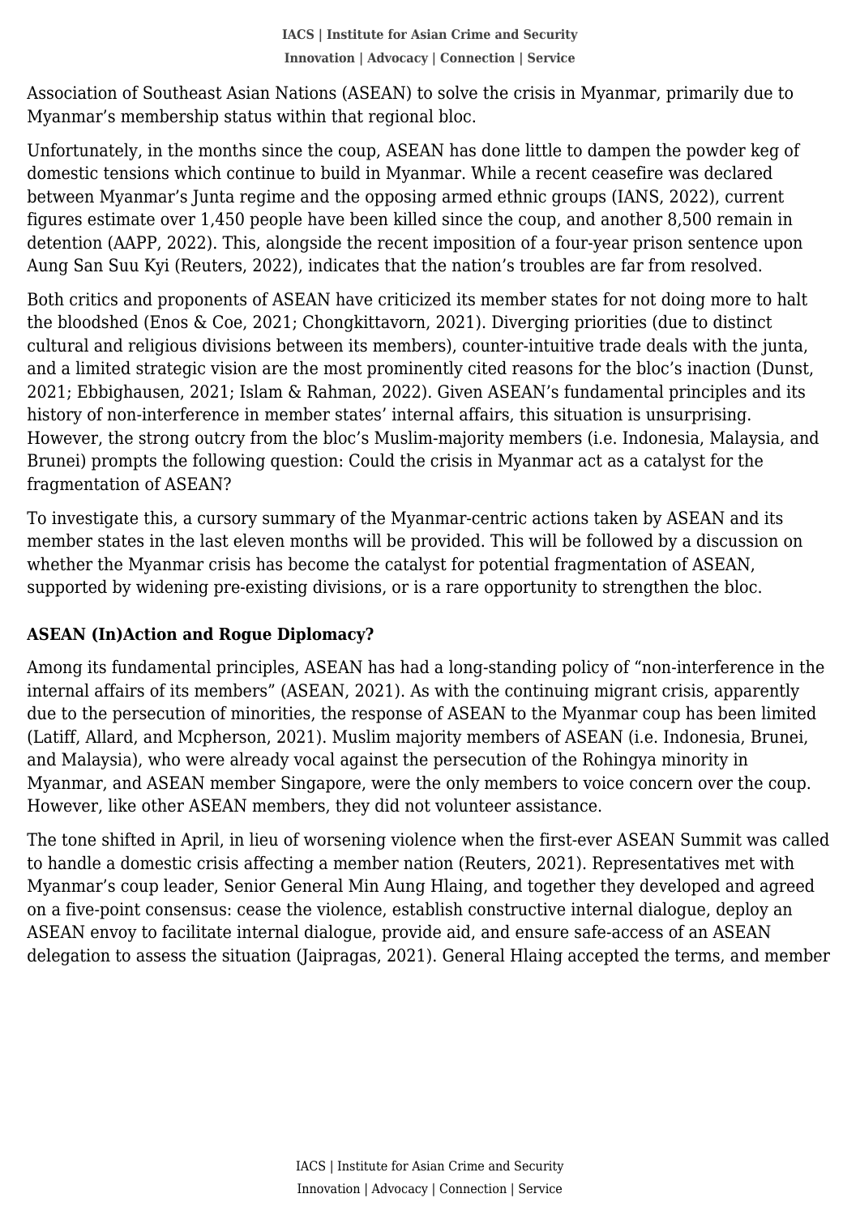Association of Southeast Asian Nations (ASEAN) to solve the crisis in Myanmar, primarily due to Myanmar's membership status within that regional bloc.

Unfortunately, in the months since the coup, ASEAN has done little to dampen the powder keg of domestic tensions which continue to build in Myanmar. While a recent ceasefire was declared between Myanmar's Junta regime and the opposing armed ethnic groups (IANS, 2022), current figures estimate over 1,450 people have been killed since the coup, and another 8,500 remain in detention (AAPP, 2022). This, alongside the recent imposition of a four-year prison sentence upon Aung San Suu Kyi (Reuters, 2022), indicates that the nation's troubles are far from resolved.

Both critics and proponents of ASEAN have criticized its member states for not doing more to halt the bloodshed (Enos & Coe, 2021; Chongkittavorn, 2021). Diverging priorities (due to distinct cultural and religious divisions between its members), counter-intuitive trade deals with the junta, and a limited strategic vision are the most prominently cited reasons for the bloc's inaction (Dunst, 2021; Ebbighausen, 2021; Islam & Rahman, 2022). Given ASEAN's fundamental principles and its history of non-interference in member states' internal affairs, this situation is unsurprising. However, the strong outcry from the bloc's Muslim-majority members (i.e. Indonesia, Malaysia, and Brunei) prompts the following question: Could the crisis in Myanmar act as a catalyst for the fragmentation of ASEAN?

To investigate this, a cursory summary of the Myanmar-centric actions taken by ASEAN and its member states in the last eleven months will be provided. This will be followed by a discussion on whether the Myanmar crisis has become the catalyst for potential fragmentation of ASEAN, supported by widening pre-existing divisions, or is a rare opportunity to strengthen the bloc.

## ASEAN (In)Action and Rogue Diplomacy?

Among its fundamental principles, ASEAN has had a long-standing policy of "non-interference in the internal affairs of its members" (ASEAN, 2021). As with the continuing migrant crisis, apparently due to the persecution of minorities, the response of ASEAN to the Myanmar coup has been limited (Latiff, Allard, and Mcpherson, 2021). Muslim majority members of ASEAN (i.e. Indonesia, Brunei, and Malaysia), who were already vocal against the persecution of the Rohingya minority in Myanmar, and ASEAN member Singapore, were the only members to voice concern over the coup. However, like other ASEAN members, they did not volunteer assistance.

The tone shifted in April, in lieu of worsening violence when the first-ever ASEAN Summit was called to handle a domestic crisis affecting a member nation (Reuters, 2021). Representatives met with Myanmar's coup leader, Senior General Min Aung Hlaing, and together they developed and agreed on a five-point consensus: cease the violence, establish constructive internal dialogue, deploy an ASEAN envoy to facilitate internal dialogue, provide aid, and ensure safe-access of an ASEAN delegation to assess the situation (Jaipragas, 2021). General Hlaing accepted the terms, and member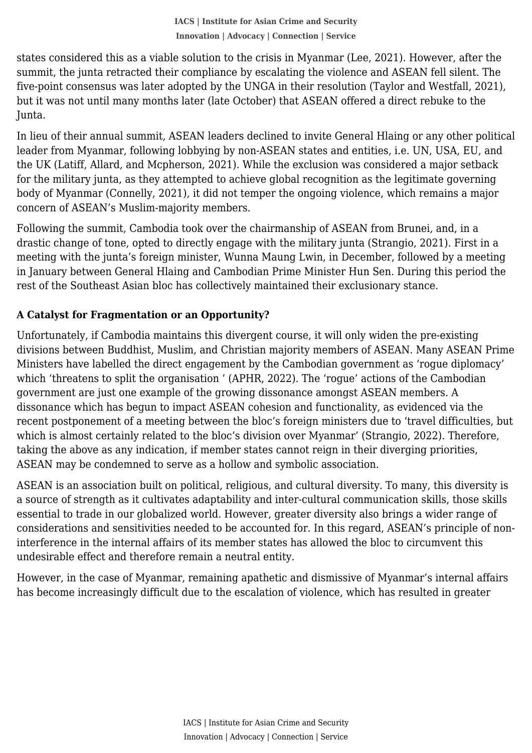states considered this as a viable solution to the crisis in Myanmar (Lee, 2021). However, after the summit, the junta retracted their compliance by escalating the violence and ASEAN fell silent. The five-point consensus was later adopted by the UNGA in their resolution (Taylor and Westfall, 2021), but it was not until many months later (late October) that ASEAN offered a direct rebuke to the Junta.

In lieu of their annual summit, ASEAN leaders declined to invite General Hlaing or any other political leader from Myanmar, following lobbying by non-ASEAN states and entities, i.e. UN, USA, EU, and the UK (Latiff, Allard, and Mcpherson, 2021). While the exclusion was considered a major setback for the military junta, as they attempted to achieve global recognition as the legitimate governing body of Myanmar (Connelly, 2021), it did not temper the ongoing violence, which remains a major concern of ASEAN's Muslim-majority members.

Following the summit, Cambodia took over the chairmanship of ASEAN from Brunei, and, in a drastic change of tone, opted to directly engage with the military junta (Strangio, 2021). First in a meeting with the junta's foreign minister, Wunna Maung Lwin, in December, followed by a meeting in January between General Hlaing and Cambodian Prime Minister Hun Sen. During this period the rest of the Southeast Asian bloc has collectively maintained their exclusionary stance.

**A Catalyst for Fragmentation or an Opportunity?**

Unfortunately, if Cambodia maintains this divergent course, it will only widen the pre-existing divisions between Buddhist, Muslim, and Christian majority members of ASEAN. Many ASEAN Prime Ministers have labelled the direct engagement by the Cambodian government as 'rogue diplomacy' which 'threatens to split the organisation ' (APHR, 2022). The 'rogue' actions of the Cambodian government are just one example of the growing dissonance amongst ASEAN members. A dissonance which has begun to impact ASEAN cohesion and functionality, as evidenced via the recent postponement of a meeting between the bloc's foreign ministers due to 'travel difficulties, but which is almost certainly related to the bloc's division over Myanmar' (Strangio, 2022). Therefore, taking the above as any indication, if member states cannot reign in their diverging priorities, ASEAN may be condemned to serve as a hollow and symbolic association.

ASEAN is an association built on political, religious, and cultural diversity. To many, this diversity is a source of strength as it cultivates adaptability and inter-cultural communication skills, those skills essential to trade in our globalized world. However, greater diversity also brings a wider range of considerations and sensitivities needed to be accounted for. In this regard, ASEAN's principle of non-interference in the internal affairs of its member states has allowed the bloc to circumvent this undesirable effect and therefore remain a neutral entity.

However, in the case of Myanmar, remaining apathetic and dismissive of Myanmar's internal affairs has become increasingly difficult due to the escalation of violence, which has resulted in greater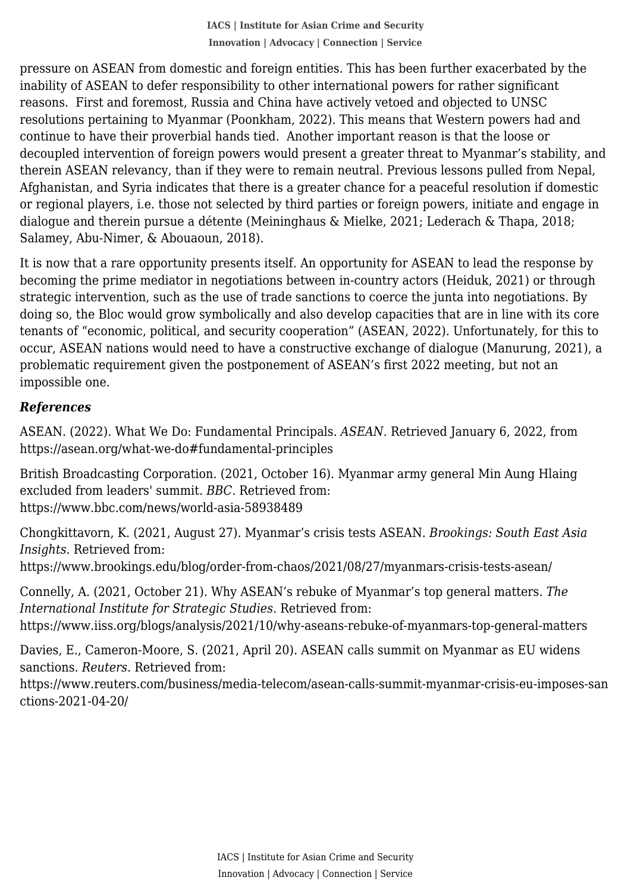pressure on ASEAN from domestic and foreign entities. This has been further exacerbated by the inability of ASEAN to defer responsibility to other international powers for rather significant reasons. First and foremost, Russia and China have actively vetoed and objected to UNSC resolutions pertaining to Myanmar (Poonkham, 2022). This means that Western powers had and continue to have their proverbial hands tied. Another important reason is that the loose or decoupled intervention of foreign powers would present a greater threat to Myanmar's stability, and therein ASEAN relevancy, than if they were to remain neutral. Previous lessons pulled from Nepal, Afghanistan, and Syria indicates that there is a greater chance for a peaceful resolution if domestic or regional players, i.e. those not selected by third parties or foreign powers, initiate and engage in dialogue and therein pursue a détente (Meininghaus & Mielke, 2021; Lederach & Thapa, 2018; Salamey, Abu-Nimer, & Abouaoun, 2018).

It is now that a rare opportunity presents itself. An opportunity for ASEAN to lead the response by becoming the prime mediator in negotiations between in-country actors (Heiduk, 2021) or through strategic intervention, such as the use of trade sanctions to coerce the junta into negotiations. By doing so, the Bloc would grow symbolically and also develop capacities that are in line with its core tenants of "economic, political, and security cooperation" (ASEAN, 2022). Unfortunately, for this to occur, ASEAN nations would need to have a constructive exchange of dialogue (Manurung, 2021), a problematic requirement given the postponement of ASEAN's first 2022 meeting, but not an impossible one.

### *References*

ASEAN. (2022). What We Do: Fundamental Principals. *ASEAN.* Retrieved January 6, 2022, from https://asean.org/what-we-do#fundamental-principles

British Broadcasting Corporation. (2021, October 16). Myanmar army general Min Aung Hlaing excluded from leaders' summit. *BBC*. Retrieved from: https://www.bbc.com/news/world-asia-58938489

Chongkittavorn, K. (2021, August 27). Myanmar's crisis tests ASEAN. *Brookings: South East Asia Insights*. Retrieved from: https://www.brookings.edu/blog/order-from-chaos/2021/08/27/myanmars-crisis-tests-asean/

Connelly, A. (2021, October 21). Why ASEAN's rebuke of Myanmar's top general matters. *The International Institute for Strategic Studies*. Retrieved from: https://www.iiss.org/blogs/analysis/2021/10/why-aseans-rebuke-of-myanmars-top-general-matters

Davies, E., Cameron-Moore, S. (2021, April 20). ASEAN calls summit on Myanmar as EU widens sanctions. *Reuters*. Retrieved from: https://www.reuters.com/business/media-telecom/asean-calls-summit-myanmar-crisis-eu-imposes-sanctions-2021-04-20/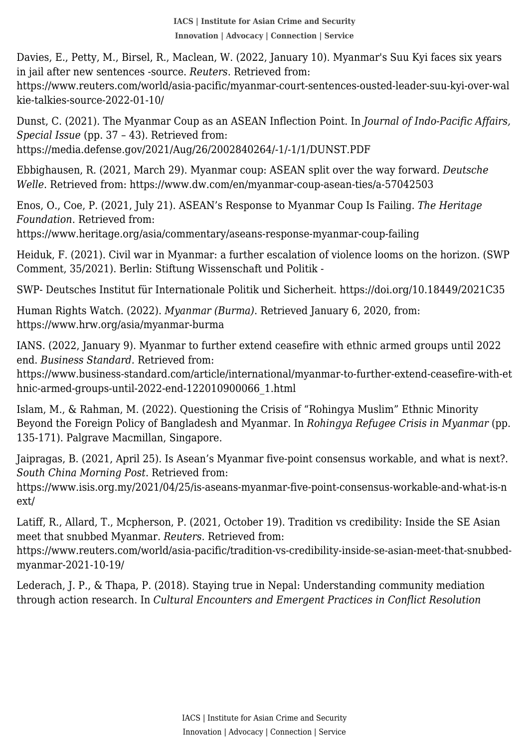Davies, E., Petty, M., Birsel, R., Maclean, W. (2022, January 10). Myanmar's Suu Kyi faces six years in jail after new sentences -source. *Reuters*. Retrieved from: https://www.reuters.com/world/asia-pacific/myanmar-court-sentences-ousted-leader-suu-kyi-over-walkie-talkies-source-2022-01-10/

Dunst, C. (2021). The Myanmar Coup as an ASEAN Inflection Point. In *Journal of Indo-Pacific Affairs, Special Issue* (pp. 37 – 43). Retrieved from: https://media.defense.gov/2021/Aug/26/2002840264/-1/-1/1/DUNST.PDF

Ebbighausen, R. (2021, March 29). Myanmar coup: ASEAN split over the way forward. *Deutsche Welle*. Retrieved from: https://www.dw.com/en/myanmar-coup-asean-ties/a-57042503

Enos, O., Coe, P. (2021, July 21). ASEAN's Response to Myanmar Coup Is Failing. *The Heritage Foundation*. Retrieved from: https://www.heritage.org/asia/commentary/aseans-response-myanmar-coup-failing

Heiduk, F. (2021). Civil war in Myanmar: a further escalation of violence looms on the horizon. (SWP Comment, 35/2021). Berlin: Stiftung Wissenschaft und Politik -

SWP- Deutsches Institut für Internationale Politik und Sicherheit. https://doi.org/10.18449/2021C35

Human Rights Watch. (2022). *Myanmar (Burma)*. Retrieved January 6, 2020, from: https://www.hrw.org/asia/myanmar-burma

IANS. (2022, January 9). Myanmar to further extend ceasefire with ethnic armed groups until 2022 end. *Business Standard*. Retrieved from: https://www.business-standard.com/article/international/myanmar-to-further-extend-ceasefire-with-ethnic-armed-groups-until-2022-end-122010900066_1.html

Islam, M., & Rahman, M. (2022). Questioning the Crisis of "Rohingya Muslim" Ethnic Minority Beyond the Foreign Policy of Bangladesh and Myanmar. In *Rohingya Refugee Crisis in Myanmar* (pp. 135-171). Palgrave Macmillan, Singapore.

Jaipragas, B. (2021, April 25). Is Asean's Myanmar five-point consensus workable, and what is next?. *South China Morning Post*. Retrieved from: https://www.isis.org.my/2021/04/25/is-aseans-myanmar-five-point-consensus-workable-and-what-is-next/

Latiff, R., Allard, T., Mcpherson, P. (2021, October 19). Tradition vs credibility: Inside the SE Asian meet that snubbed Myanmar. *Reuters*. Retrieved from: https://www.reuters.com/world/asia-pacific/tradition-vs-credibility-inside-se-asian-meet-that-snubbed-myanmar-2021-10-19/

Lederach, J. P., & Thapa, P. (2018). Staying true in Nepal: Understanding community mediation through action research. In *Cultural Encounters and Emergent Practices in Conflict Resolution*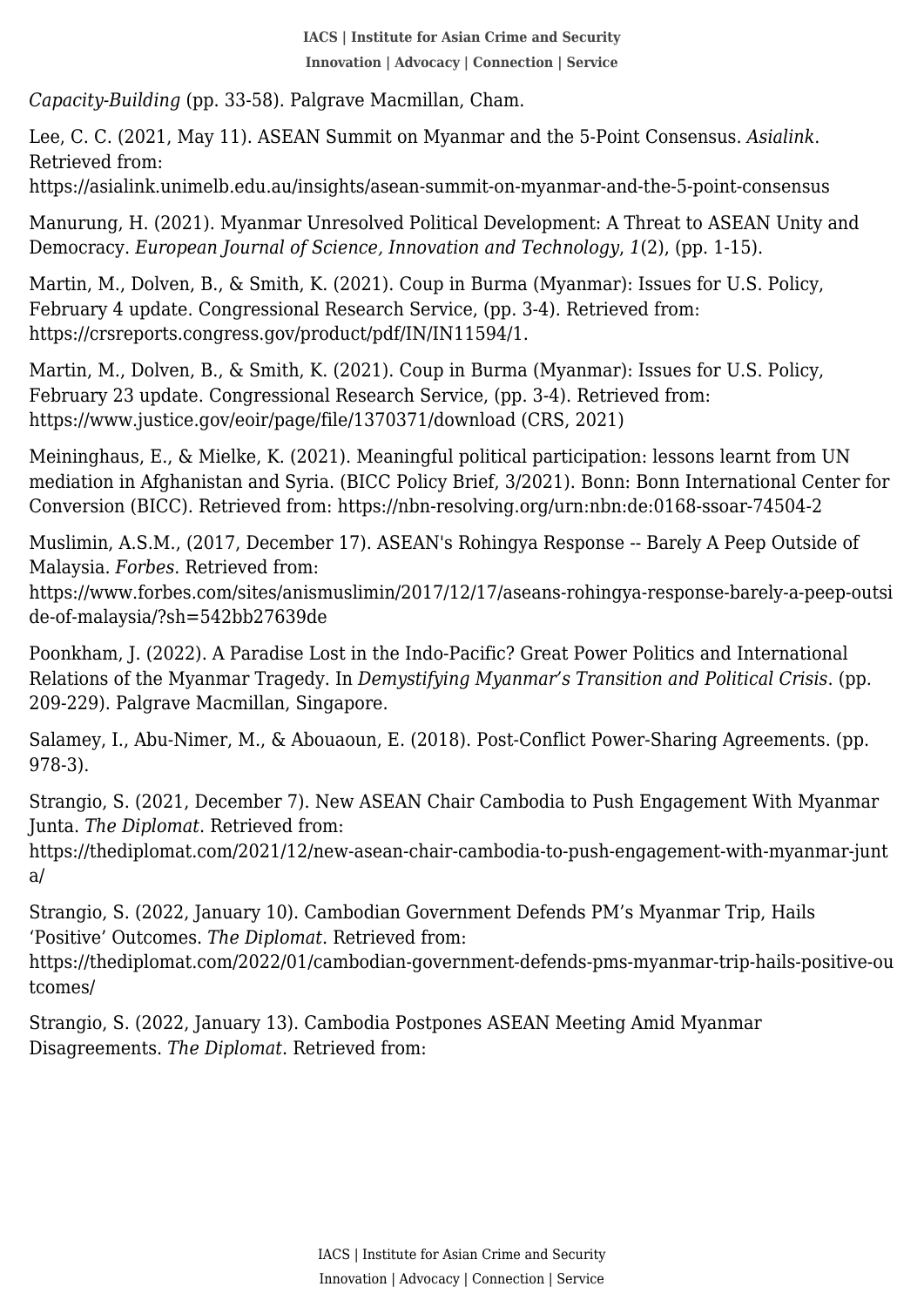*Capacity-Building* (pp. 33-58). Palgrave Macmillan, Cham.

Lee, C. C. (2021, May 11). ASEAN Summit on Myanmar and the 5-Point Consensus. *Asialink*. Retrieved from: https://asialink.unimelb.edu.au/insights/asean-summit-on-myanmar-and-the-5-point-consensus

Manurung, H. (2021). Myanmar Unresolved Political Development: A Threat to ASEAN Unity and Democracy. *European Journal of Science, Innovation and Technology*, *1*(2), (pp. 1-15).

Martin, M., Dolven, B., & Smith, K. (2021). Coup in Burma (Myanmar): Issues for U.S. Policy, February 4 update. Congressional Research Service, (pp. 3-4). Retrieved from: https://crsreports.congress.gov/product/pdf/IN/IN11594/1.

Martin, M., Dolven, B., & Smith, K. (2021). Coup in Burma (Myanmar): Issues for U.S. Policy, February 23 update. Congressional Research Service, (pp. 3-4). Retrieved from: https://www.justice.gov/eoir/page/file/1370371/download (CRS, 2021)

Meininghaus, E., & Mielke, K. (2021). Meaningful political participation: lessons learnt from UN mediation in Afghanistan and Syria. (BICC Policy Brief, 3/2021). Bonn: Bonn International Center for Conversion (BICC). Retrieved from: https://nbn-resolving.org/urn:nbn:de:0168-ssoar-74504-2

Muslimin, A.S.M., (2017, December 17). ASEAN's Rohingya Response -- Barely A Peep Outside of Malaysia. *Forbes*. Retrieved from: https://www.forbes.com/sites/anismuslimin/2017/12/17/aseans-rohingya-response-barely-a-peep-outside-of-malaysia/?sh=542bb27639de

Poonkham, J. (2022). A Paradise Lost in the Indo-Pacific? Great Power Politics and International Relations of the Myanmar Tragedy. In *Demystifying Myanmar's Transition and Political Crisis*. (pp. 209-229). Palgrave Macmillan, Singapore.

Salamey, I., Abu-Nimer, M., & Abouaoun, E. (2018). Post-Conflict Power-Sharing Agreements. (pp. 978-3).

Strangio, S. (2021, December 7). New ASEAN Chair Cambodia to Push Engagement With Myanmar Junta. *The Diplomat*. Retrieved from: https://thediplomat.com/2021/12/new-asean-chair-cambodia-to-push-engagement-with-myanmar-junta/

Strangio, S. (2022, January 10). Cambodian Government Defends PM's Myanmar Trip, Hails 'Positive' Outcomes. *The Diplomat*. Retrieved from: https://thediplomat.com/2022/01/cambodian-government-defends-pms-myanmar-trip-hails-positive-outcomes/

Strangio, S. (2022, January 13). Cambodia Postpones ASEAN Meeting Amid Myanmar Disagreements. *The Diplomat*. Retrieved from: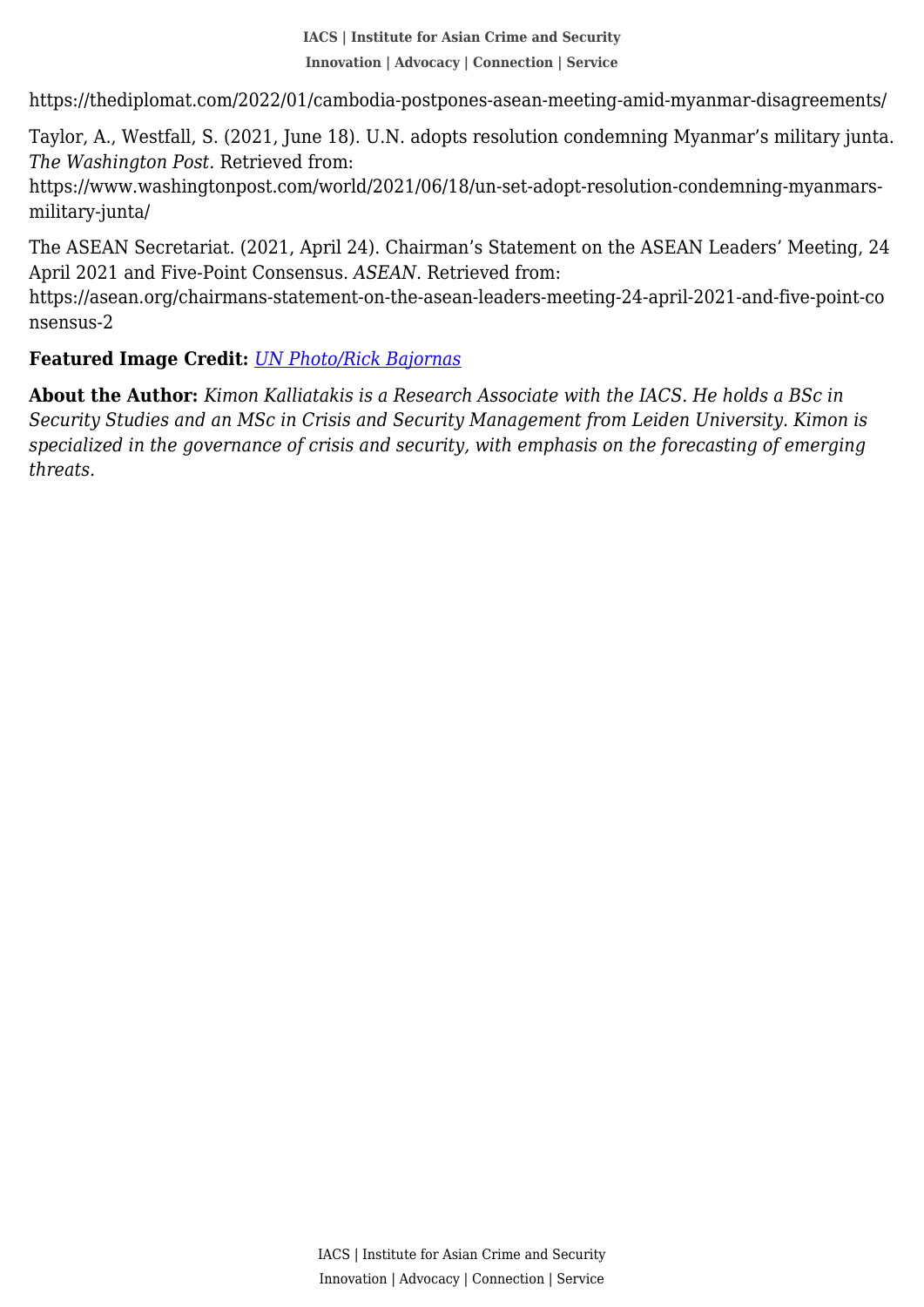https://thediplomat.com/2022/01/cambodia-postpones-asean-meeting-amid-myanmar-disagreements/

Taylor, A., Westfall, S. (2021, June 18). U.N. adopts resolution condemning Myanmar's military junta. *The Washington Post.* Retrieved from: https://www.washingtonpost.com/world/2021/06/18/un-set-adopt-resolution-condemning-myanmars-military-junta/

The ASEAN Secretariat. (2021, April 24). Chairman's Statement on the ASEAN Leaders' Meeting, 24 April 2021 and Five-Point Consensus. *ASEAN*. Retrieved from: https://asean.org/chairmans-statement-on-the-asean-leaders-meeting-24-april-2021-and-five-point-consensus-2

**Featured Image Credit:** *UN Photo/Rick Bajornas*

**About the Author:** *Kimon Kalliatakis is a Research Associate with the IACS. He holds a BSc in Security Studies and an MSc in Crisis and Security Management from Leiden University. Kimon is specialized in the governance of crisis and security, with emphasis on the forecasting of emerging threats.*